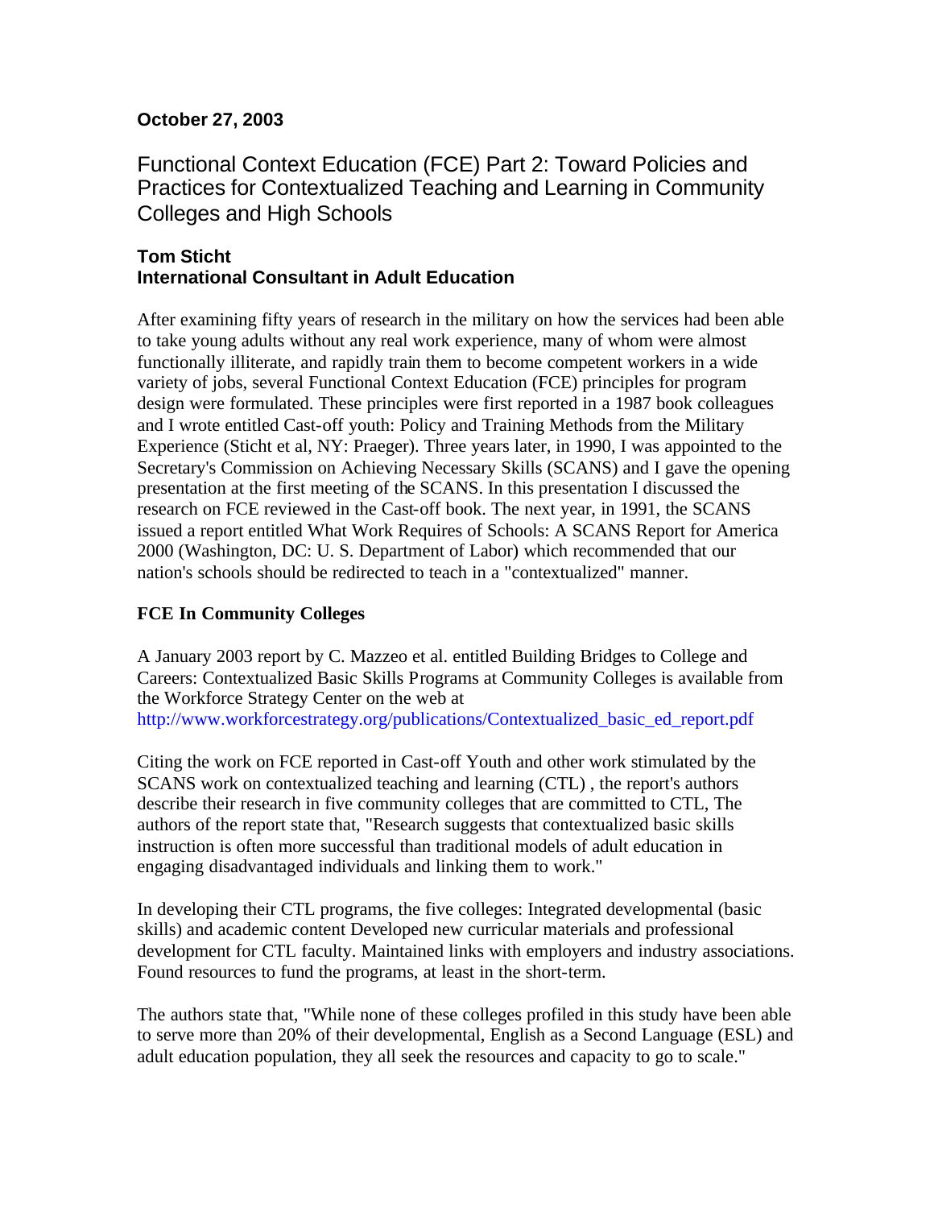**October 27, 2003**

# Functional Context Education (FCE) Part 2: Toward Policies and Practices for Contextualized Teaching and Learning in Community Colleges and High Schools

**Tom Sticht**
**International Consultant in Adult Education**

After examining fifty years of research in the military on how the services had been able to take young adults without any real work experience, many of whom were almost functionally illiterate, and rapidly train them to become competent workers in a wide variety of jobs, several Functional Context Education (FCE) principles for program design were formulated. These principles were first reported in a 1987 book colleagues and I wrote entitled Cast-off youth: Policy and Training Methods from the Military Experience (Sticht et al, NY: Praeger). Three years later, in 1990, I was appointed to the Secretary's Commission on Achieving Necessary Skills (SCANS) and I gave the opening presentation at the first meeting of the SCANS. In this presentation I discussed the research on FCE reviewed in the Cast-off book. The next year, in 1991, the SCANS issued a report entitled What Work Requires of Schools: A SCANS Report for America 2000 (Washington, DC: U. S. Department of Labor) which recommended that our nation's schools should be redirected to teach in a "contextualized" manner.

## FCE In Community Colleges

A January 2003 report by C. Mazzeo et al. entitled Building Bridges to College and Careers: Contextualized Basic Skills Programs at Community Colleges is available from the Workforce Strategy Center on the web at
http://www.workforcestrategy.org/publications/Contextualized_basic_ed_report.pdf

Citing the work on FCE reported in Cast-off Youth and other work stimulated by the SCANS work on contextualized teaching and learning (CTL) , the report's authors describe their research in five community colleges that are committed to CTL, The authors of the report state that, "Research suggests that contextualized basic skills instruction is often more successful than traditional models of adult education in engaging disadvantaged individuals and linking them to work."

In developing their CTL programs, the five colleges: Integrated developmental (basic skills) and academic content Developed new curricular materials and professional development for CTL faculty. Maintained links with employers and industry associations. Found resources to fund the programs, at least in the short-term.

The authors state that, "While none of these colleges profiled in this study have been able to serve more than 20% of their developmental, English as a Second Language (ESL) and adult education population, they all seek the resources and capacity to go to scale."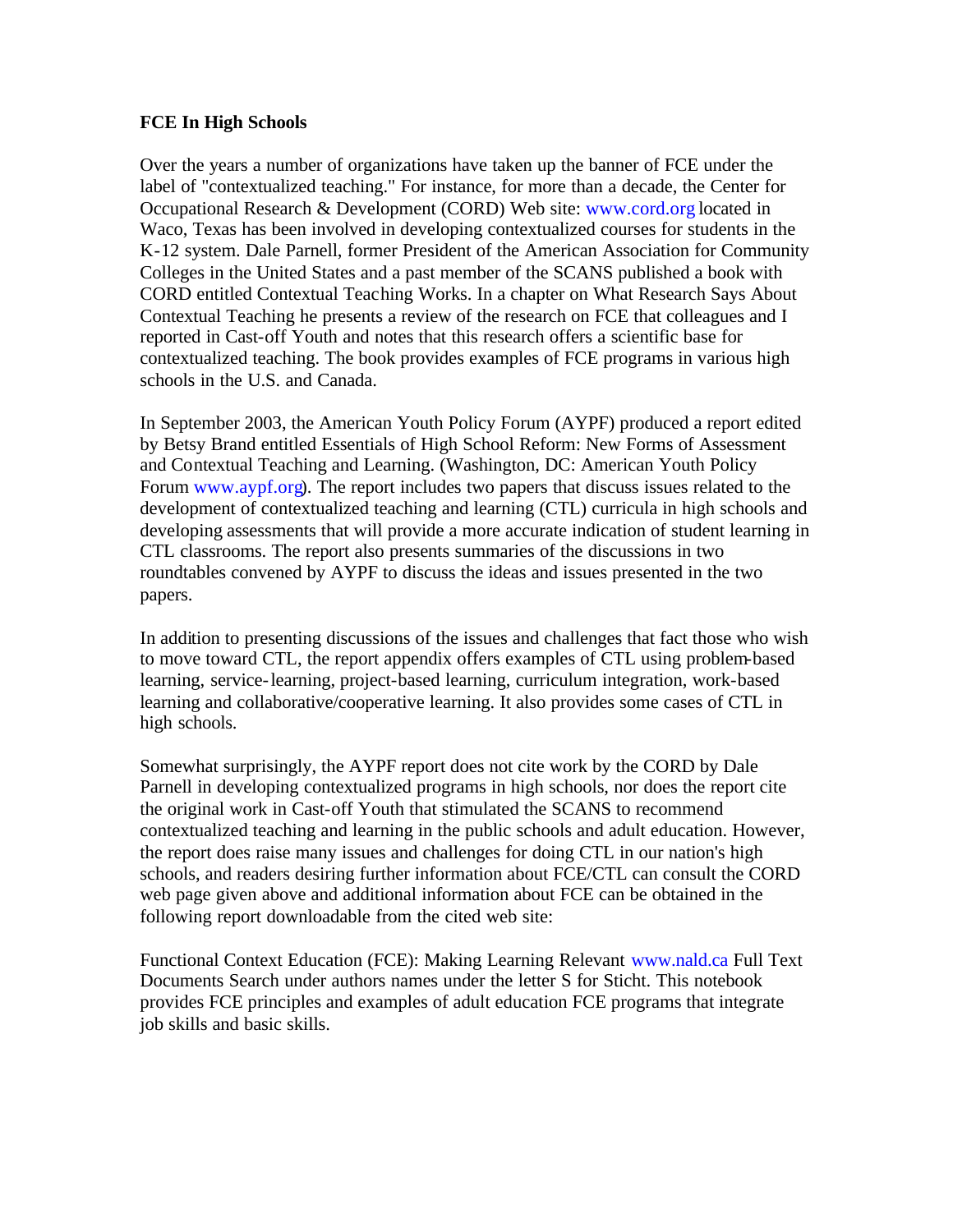**FCE In High Schools**

Over the years a number of organizations have taken up the banner of FCE under the label of "contextualized teaching." For instance, for more than a decade, the Center for Occupational Research & Development (CORD) Web site: www.cord.org located in Waco, Texas has been involved in developing contextualized courses for students in the K-12 system. Dale Parnell, former President of the American Association for Community Colleges in the United States and a past member of the SCANS published a book with CORD entitled Contextual Teaching Works. In a chapter on What Research Says About Contextual Teaching he presents a review of the research on FCE that colleagues and I reported in Cast-off Youth and notes that this research offers a scientific base for contextualized teaching. The book provides examples of FCE programs in various high schools in the U.S. and Canada.

In September 2003, the American Youth Policy Forum (AYPF) produced a report edited by Betsy Brand entitled Essentials of High School Reform: New Forms of Assessment and Contextual Teaching and Learning. (Washington, DC: American Youth Policy Forum www.aypf.org). The report includes two papers that discuss issues related to the development of contextualized teaching and learning (CTL) curricula in high schools and developing assessments that will provide a more accurate indication of student learning in CTL classrooms. The report also presents summaries of the discussions in two roundtables convened by AYPF to discuss the ideas and issues presented in the two papers.

In addition to presenting discussions of the issues and challenges that fact those who wish to move toward CTL, the report appendix offers examples of CTL using problem-based learning, service-learning, project-based learning, curriculum integration, work-based learning and collaborative/cooperative learning. It also provides some cases of CTL in high schools.

Somewhat surprisingly, the AYPF report does not cite work by the CORD by Dale Parnell in developing contextualized programs in high schools, nor does the report cite the original work in Cast-off Youth that stimulated the SCANS to recommend contextualized teaching and learning in the public schools and adult education. However, the report does raise many issues and challenges for doing CTL in our nation's high schools, and readers desiring further information about FCE/CTL can consult the CORD web page given above and additional information about FCE can be obtained in the following report downloadable from the cited web site:

Functional Context Education (FCE): Making Learning Relevant www.nald.ca Full Text Documents Search under authors names under the letter S for Sticht. This notebook provides FCE principles and examples of adult education FCE programs that integrate job skills and basic skills.